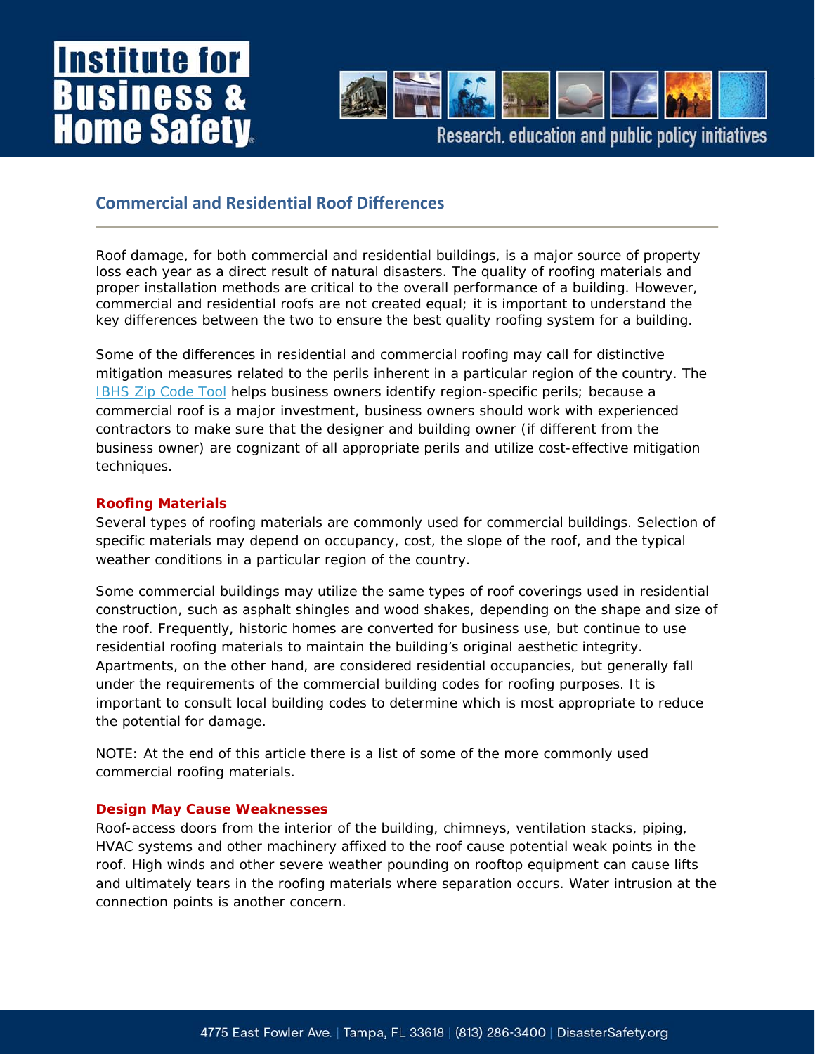# Commercial and Residential Roof Differences

Roof damage, for both commercial and residential buildings, is a major source of property loss each year as a direct result of natural disasters. The quality of roofing materials and proper installation methods are critical to the overall performance of a building. However, commercial and residential roofs are not created equal; it is important to understand the key differences between the two to ensure the best quality roofing system for a building.

Some of the differences in residential and commercial roofing may call for distinctive mitigation measures related to the perils inherent in a particular region of the country. The IBHS Zip Code Tool helps business owners identify region-specific perils; because a commercial roof is a major investment, business owners should work with experienced contractors to make sure that the designer and building owner (if different from the business owner) are cognizant of all appropriate perils and utilize cost-effective mitigation techniques.

### Roofing Materials

Several types of roofing materials are commonly used for commercial buildings. Selection of specific materials may depend on occupancy, cost, the slope of the roof, and the typical weather conditions in a particular region of the country.

Some commercial buildings may utilize the same types of roof coverings used in residential construction, such as asphalt shingles and wood shakes, depending on the shape and size of the roof. Frequently, historic homes are converted for business use, but continue to use residential roofing materials to maintain the building's original aesthetic integrity. Apartments, on the other hand, are considered residential occupancies, but generally fall under the requirements of the commercial building codes for roofing purposes. It is important to consult local building codes to determine which is most appropriate to reduce the potential for damage.

NOTE: At the end of this article there is a list of some of the more commonly used commercial roofing materials.

### Design May Cause Weaknesses

Roof-access doors from the interior of the building, chimneys, ventilation stacks, piping, HVAC systems and other machinery affixed to the roof cause potential weak points in the roof. High winds and other severe weather pounding on rooftop equipment can cause lifts and ultimately tears in the roofing materials where separation occurs. Water intrusion at the connection points is another concern.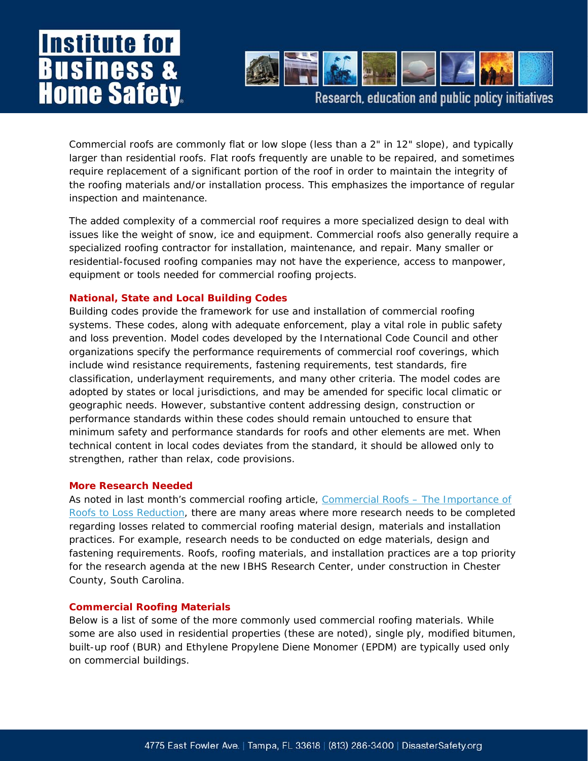Commercial roofs are commonly flat or low slope (less than a 2" in 12" slope), and typically larger than residential roofs. Flat roofs frequently are unable to be repaired, and sometimes require replacement of a significant portion of the roof in order to maintain the integrity of the roofing materials and/or installation process. This emphasizes the importance of regular inspection and maintenance.

The added complexity of a commercial roof requires a more specialized design to deal with issues like the weight of snow, ice and equipment. Commercial roofs also generally require a specialized roofing contractor for installation, maintenance, and repair. Many smaller or residential-focused roofing companies may not have the experience, access to manpower, equipment or tools needed for commercial roofing projects.

## National, State and Local Building Codes

Building codes provide the framework for use and installation of commercial roofing systems. These codes, along with adequate enforcement, play a vital role in public safety and loss prevention. Model codes developed by the International Code Council and other organizations specify the performance requirements of commercial roof coverings, which include wind resistance requirements, fastening requirements, test standards, fire classification, underlayment requirements, and many other criteria. The model codes are adopted by states or local jurisdictions, and may be amended for specific local climatic or geographic needs. However, substantive content addressing design, construction or performance standards within these codes should remain untouched to ensure that minimum safety and performance standards for roofs and other elements are met. When technical content in local codes deviates from the standard, it should be allowed only to strengthen, rather than relax, code provisions.

## More Research Needed

As noted in last month's commercial roofing article, Commercial Roofs – The Importance of Roofs to Loss Reduction, there are many areas where more research needs to be completed regarding losses related to commercial roofing material design, materials and installation practices. For example, research needs to be conducted on edge materials, design and fastening requirements. Roofs, roofing materials, and installation practices are a top priority for the research agenda at the new IBHS Research Center, under construction in Chester County, South Carolina.

## Commercial Roofing Materials

Below is a list of some of the more commonly used commercial roofing materials. While some are also used in residential properties (these are noted), single ply, modified bitumen, built-up roof (BUR) and Ethylene Propylene Diene Monomer (EPDM) are typically used only on commercial buildings.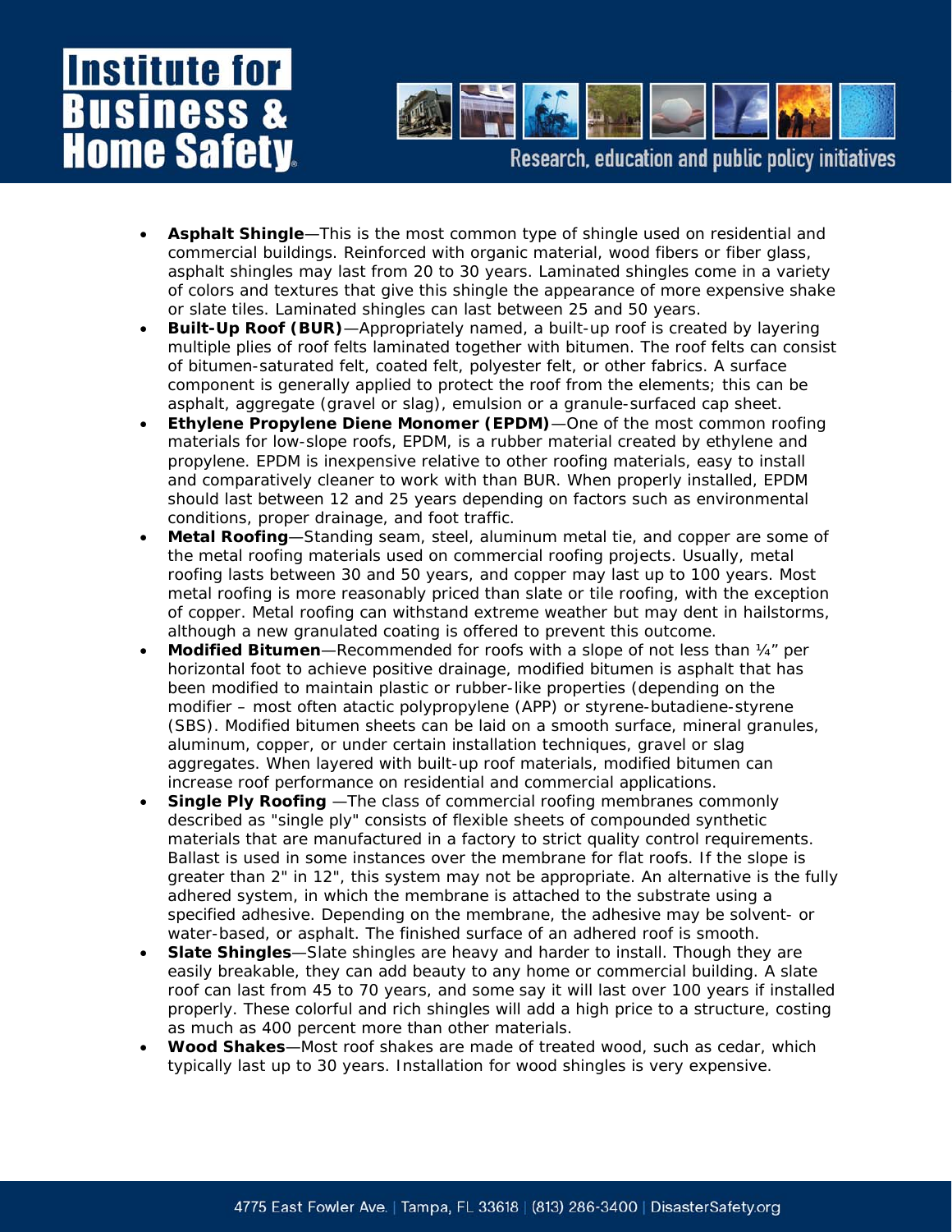- **Asphalt Shingle**—This is the most common type of shingle used on residential and commercial buildings. Reinforced with organic material, wood fibers or fiber glass, asphalt shingles may last from 20 to 30 years. Laminated shingles come in a variety of colors and textures that give this shingle the appearance of more expensive shake or slate tiles. Laminated shingles can last between 25 and 50 years.
- **Built-Up Roof (BUR)**—Appropriately named, a built-up roof is created by layering multiple plies of roof felts laminated together with bitumen. The roof felts can consist of bitumen-saturated felt, coated felt, polyester felt, or other fabrics. A surface component is generally applied to protect the roof from the elements; this can be asphalt, aggregate (gravel or slag), emulsion or a granule-surfaced cap sheet.
- **Ethylene Propylene Diene Monomer (EPDM)**—One of the most common roofing materials for low-slope roofs, EPDM, is a rubber material created by ethylene and propylene. EPDM is inexpensive relative to other roofing materials, easy to install and comparatively cleaner to work with than BUR. When properly installed, EPDM should last between 12 and 25 years depending on factors such as environmental conditions, proper drainage, and foot traffic.
- **Metal Roofing**—Standing seam, steel, aluminum metal tie, and copper are some of the metal roofing materials used on commercial roofing projects. Usually, metal roofing lasts between 30 and 50 years, and copper may last up to 100 years. Most metal roofing is more reasonably priced than slate or tile roofing, with the exception of copper. Metal roofing can withstand extreme weather but may dent in hailstorms, although a new granulated coating is offered to prevent this outcome.
- **Modified Bitumen**—Recommended for roofs with a slope of not less than ¼" per horizontal foot to achieve positive drainage, modified bitumen is asphalt that has been modified to maintain plastic or rubber-like properties (depending on the modifier – most often atactic polypropylene (APP) or styrene-butadiene-styrene (SBS). Modified bitumen sheets can be laid on a smooth surface, mineral granules, aluminum, copper, or under certain installation techniques, gravel or slag aggregates. When layered with built-up roof materials, modified bitumen can increase roof performance on residential and commercial applications.
- **Single Ply Roofing** —The class of commercial roofing membranes commonly described as "single ply" consists of flexible sheets of compounded synthetic materials that are manufactured in a factory to strict quality control requirements. Ballast is used in some instances over the membrane for flat roofs. If the slope is greater than 2" in 12", this system may not be appropriate. An alternative is the fully adhered system, in which the membrane is attached to the substrate using a specified adhesive. Depending on the membrane, the adhesive may be solvent- or water-based, or asphalt. The finished surface of an adhered roof is smooth.
- **Slate Shingles**—Slate shingles are heavy and harder to install. Though they are easily breakable, they can add beauty to any home or commercial building. A slate roof can last from 45 to 70 years, and some say it will last over 100 years if installed properly. These colorful and rich shingles will add a high price to a structure, costing as much as 400 percent more than other materials.
- **Wood Shakes**—Most roof shakes are made of treated wood, such as cedar, which typically last up to 30 years. Installation for wood shingles is very expensive.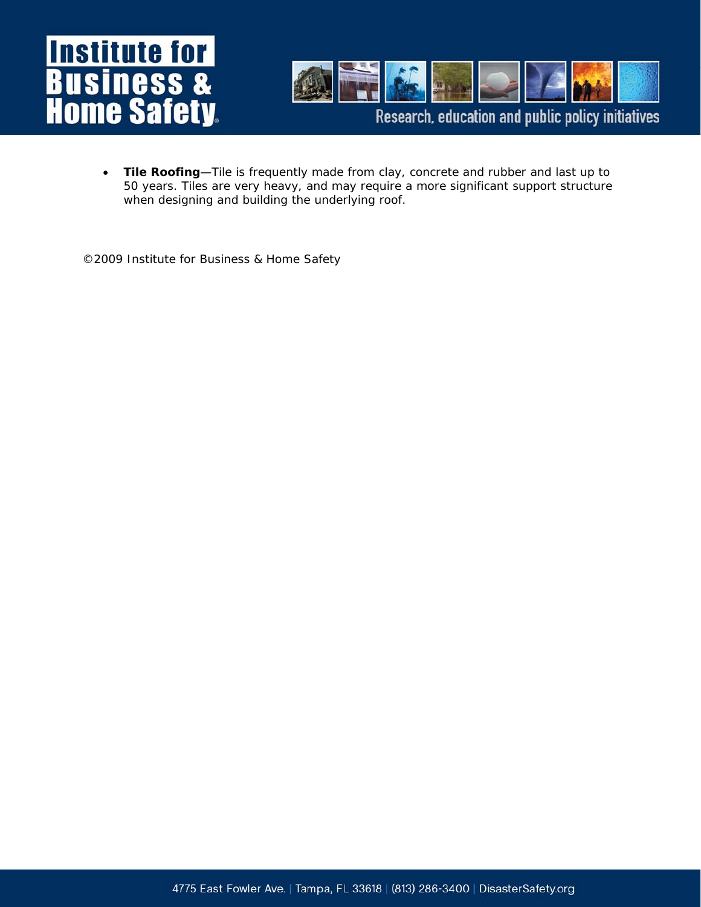- **Tile Roofing**—Tile is frequently made from clay, concrete and rubber and last up to 50 years. Tiles are very heavy, and may require a more significant support structure when designing and building the underlying roof.

©2009 Institute for Business & Home Safety